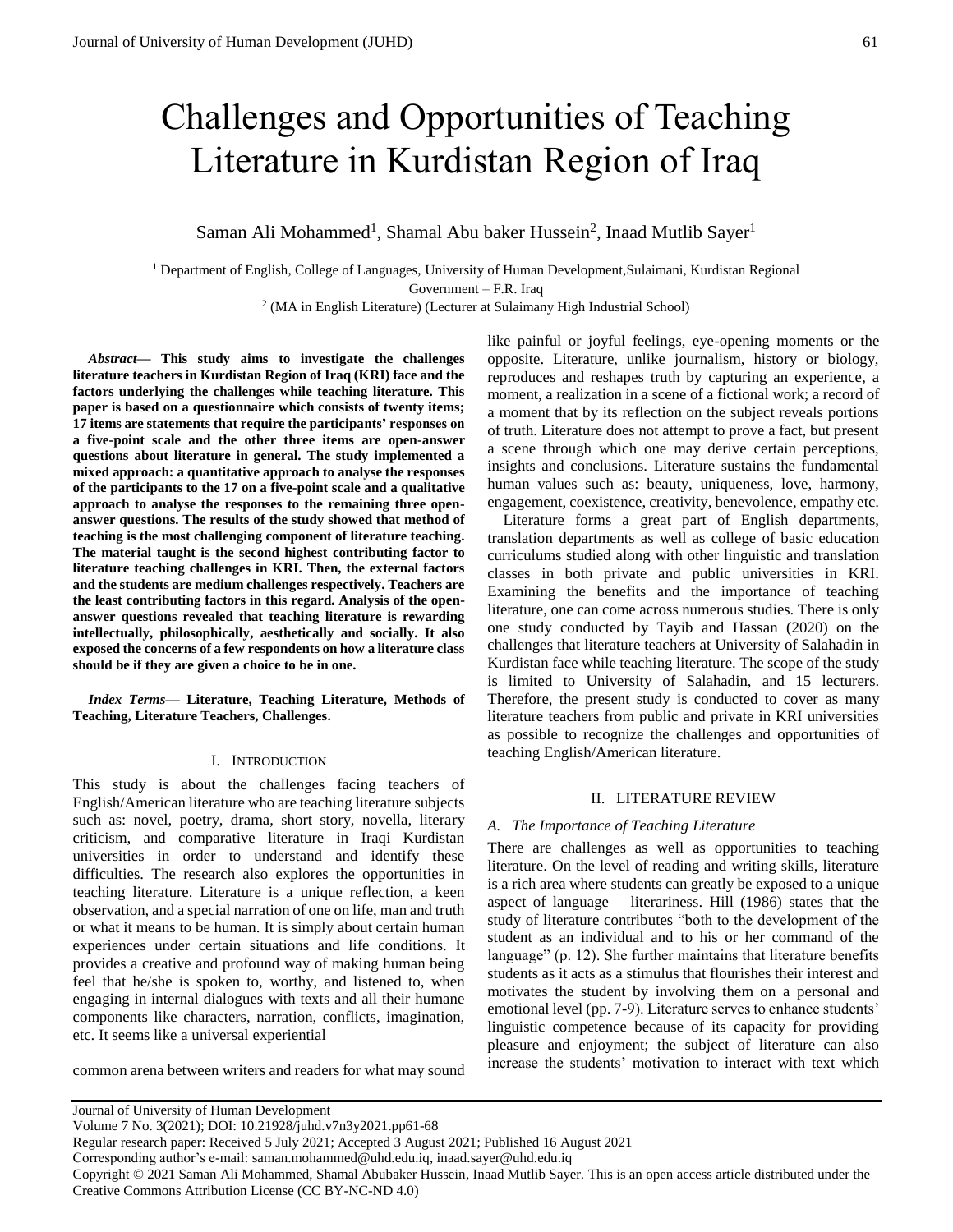# Challenges and Opportunities of Teaching Literature in Kurdistan Region of Iraq

Saman Ali Mohammed[1], Shamal Abu baker Hussein[2], Inaad Mutlib Sayer[1]

[1] Department of English, College of Languages, University of Human Development,Sulaimani, Kurdistan Regional Government – F.R. Iraq

[2] (MA in English Literature) (Lecturer at Sulaimany High Industrial School)

***Abstract*— This study aims to investigate the challenges literature teachers in Kurdistan Region of Iraq (KRI) face and the factors underlying the challenges while teaching literature. This paper is based on a questionnaire which consists of twenty items; 17 items are statements that require the participants' responses on a five-point scale and the other three items are open-answer questions about literature in general. The study implemented a mixed approach: a quantitative approach to analyse the responses of the participants to the 17 on a five-point scale and a qualitative approach to analyse the responses to the remaining three open-answer questions. The results of the study showed that method of teaching is the most challenging component of literature teaching. The material taught is the second highest contributing factor to literature teaching challenges in KRI. Then, the external factors and the students are medium challenges respectively. Teachers are the least contributing factors in this regard. Analysis of the open-answer questions revealed that teaching literature is rewarding intellectually, philosophically, aesthetically and socially. It also exposed the concerns of a few respondents on how a literature class should be if they are given a choice to be in one.**

***Index Terms*— Literature, Teaching Literature, Methods of Teaching, Literature Teachers, Challenges.**

## I. Introduction

This study is about the challenges facing teachers of English/American literature who are teaching literature subjects such as: novel, poetry, drama, short story, novella, literary criticism, and comparative literature in Iraqi Kurdistan universities in order to understand and identify these difficulties. The research also explores the opportunities in teaching literature. Literature is a unique reflection, a keen observation, and a special narration of one on life, man and truth or what it means to be human. It is simply about certain human experiences under certain situations and life conditions. It provides a creative and profound way of making human being feel that he/she is spoken to, worthy, and listened to, when engaging in internal dialogues with texts and all their humane components like characters, narration, conflicts, imagination, etc. It seems like a universal experiential common arena between writers and readers for what may sound like painful or joyful feelings, eye-opening moments or the opposite. Literature, unlike journalism, history or biology, reproduces and reshapes truth by capturing an experience, a moment, a realization in a scene of a fictional work; a record of a moment that by its reflection on the subject reveals portions of truth. Literature does not attempt to prove a fact, but present a scene through which one may derive certain perceptions, insights and conclusions. Literature sustains the fundamental human values such as: beauty, uniqueness, love, harmony, engagement, coexistence, creativity, benevolence, empathy etc.

Literature forms a great part of English departments, translation departments as well as college of basic education curriculums studied along with other linguistic and translation classes in both private and public universities in KRI. Examining the benefits and the importance of teaching literature, one can come across numerous studies. There is only one study conducted by Tayib and Hassan (2020) on the challenges that literature teachers at University of Salahadin in Kurdistan face while teaching literature. The scope of the study is limited to University of Salahadin, and 15 lecturers. Therefore, the present study is conducted to cover as many literature teachers from public and private in KRI universities as possible to recognize the challenges and opportunities of teaching English/American literature.

## II. Literature Review

### *A. The Importance of Teaching Literature*

There are challenges as well as opportunities to teaching literature. On the level of reading and writing skills, literature is a rich area where students can greatly be exposed to a unique aspect of language – literariness. Hill (1986) states that the study of literature contributes "both to the development of the student as an individual and to his or her command of the language" (p. 12). She further maintains that literature benefits students as it acts as a stimulus that flourishes their interest and motivates the student by involving them on a personal and emotional level (pp. 7-9). Literature serves to enhance students' linguistic competence because of its capacity for providing pleasure and enjoyment; the subject of literature can also increase the students' motivation to interact with text which

Journal of University of Human Development
Volume 7 No. 3(2021); DOI: 10.21928/juhd.v7n3y2021.pp61-68
Regular research paper: Received 5 July 2021; Accepted 3 August 2021; Published 16 August 2021
Corresponding author's e-mail: saman.mohammed@uhd.edu.iq, inaad.sayer@uhd.edu.iq
Copyright © 2021 Saman Ali Mohammed, Shamal Abubaker Hussein, Inaad Mutlib Sayer. This is an open access article distributed under the Creative Commons Attribution License (CC BY-NC-ND 4.0)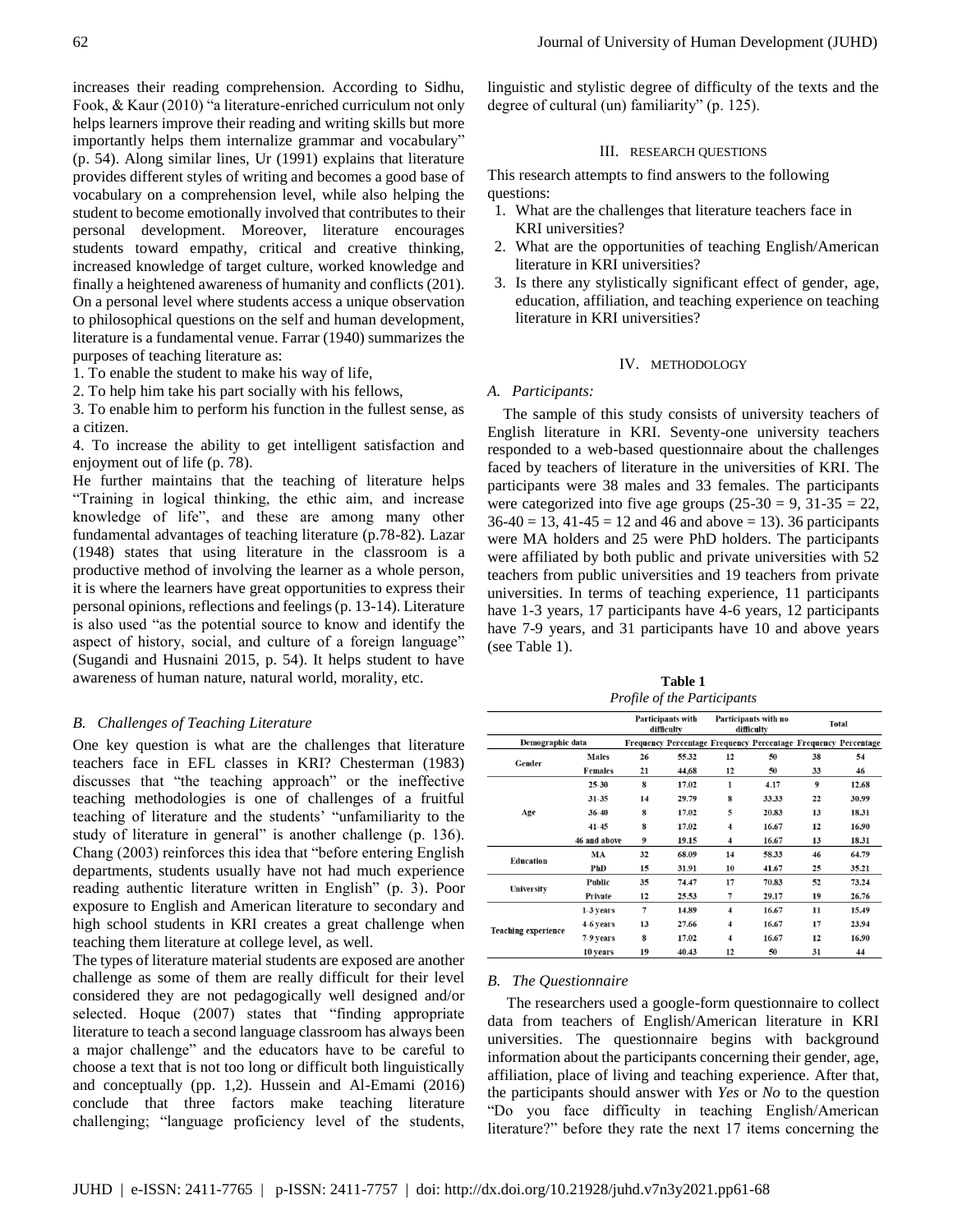increases their reading comprehension. According to Sidhu, Fook, & Kaur (2010) "a literature-enriched curriculum not only helps learners improve their reading and writing skills but more importantly helps them internalize grammar and vocabulary" (p. 54). Along similar lines, Ur (1991) explains that literature provides different styles of writing and becomes a good base of vocabulary on a comprehension level, while also helping the student to become emotionally involved that contributes to their personal development. Moreover, literature encourages students toward empathy, critical and creative thinking, increased knowledge of target culture, worked knowledge and finally a heightened awareness of humanity and conflicts (201). On a personal level where students access a unique observation to philosophical questions on the self and human development, literature is a fundamental venue. Farrar (1940) summarizes the purposes of teaching literature as:

1. To enable the student to make his way of life,
2. To help him take his part socially with his fellows,
3. To enable him to perform his function in the fullest sense, as a citizen.
4. To increase the ability to get intelligent satisfaction and enjoyment out of life (p. 78).

He further maintains that the teaching of literature helps "Training in logical thinking, the ethic aim, and increase knowledge of life", and these are among many other fundamental advantages of teaching literature (p.78-82). Lazar (1948) states that using literature in the classroom is a productive method of involving the learner as a whole person, it is where the learners have great opportunities to express their personal opinions, reflections and feelings (p. 13-14). Literature is also used "as the potential source to know and identify the aspect of history, social, and culture of a foreign language" (Sugandi and Husnaini 2015, p. 54). It helps student to have awareness of human nature, natural world, morality, etc.

### *B. Challenges of Teaching Literature*

One key question is what are the challenges that literature teachers face in EFL classes in KRI? Chesterman (1983) discusses that "the teaching approach" or the ineffective teaching methodologies is one of challenges of a fruitful teaching of literature and the students' "unfamiliarity to the study of literature in general" is another challenge (p. 136). Chang (2003) reinforces this idea that "before entering English departments, students usually have not had much experience reading authentic literature written in English" (p. 3). Poor exposure to English and American literature to secondary and high school students in KRI creates a great challenge when teaching them literature at college level, as well.

The types of literature material students are exposed are another challenge as some of them are really difficult for their level considered they are not pedagogically well designed and/or selected. Hoque (2007) states that "finding appropriate literature to teach a second language classroom has always been a major challenge" and the educators have to be careful to choose a text that is not too long or difficult both linguistically and conceptually (pp. 1,2). Hussein and Al-Emami (2016) conclude that three factors make teaching literature challenging; "language proficiency level of the students, linguistic and stylistic degree of difficulty of the texts and the degree of cultural (un) familiarity" (p. 125).

## III. Research Questions

This research attempts to find answers to the following questions:

1. What are the challenges that literature teachers face in KRI universities?
2. What are the opportunities of teaching English/American literature in KRI universities?
3. Is there any stylistically significant effect of gender, age, education, affiliation, and teaching experience on teaching literature in KRI universities?

## IV. Methodology

### *A. Participants:*

The sample of this study consists of university teachers of English literature in KRI. Seventy-one university teachers responded to a web-based questionnaire about the challenges faced by teachers of literature in the universities of KRI. The participants were 38 males and 33 females. The participants were categorized into five age groups (25-30 = 9, 31-35 = 22, 36-40 = 13, 41-45 = 12 and 46 and above = 13). 36 participants were MA holders and 25 were PhD holders. The participants were affiliated by both public and private universities with 52 teachers from public universities and 19 teachers from private universities. In terms of teaching experience, 11 participants have 1-3 years, 17 participants have 4-6 years, 12 participants have 7-9 years, and 31 participants have 10 and above years (see Table 1).

**Table 1**
*Profile of the Participants*

| Demographic data | | Participants with difficulty | | Participants with no difficulty | | Total | |
|---|---|---|---|---|---|---|---|
| | | Frequency | Percentage | Frequency | Percentage | Frequency | Percentage |
| Gender | Males | 26 | 55.32 | 12 | 50 | 38 | 54 |
| | Females | 21 | 44.68 | 12 | 50 | 33 | 46 |
| Age | 25-30 | 8 | 17.02 | 1 | 4.17 | 9 | 12.68 |
| | 31-35 | 14 | 29.79 | 8 | 33.33 | 22 | 30.99 |
| | 36-40 | 8 | 17.02 | 5 | 20.83 | 13 | 18.31 |
| | 41-45 | 8 | 17.02 | 4 | 16.67 | 12 | 16.90 |
| | 46 and above | 9 | 19.15 | 4 | 16.67 | 13 | 18.31 |
| Education | MA | 32 | 68.09 | 14 | 58.33 | 46 | 64.79 |
| | PhD | 15 | 31.91 | 10 | 41.67 | 25 | 35.21 |
| University | Public | 35 | 74.47 | 17 | 70.83 | 52 | 73.24 |
| | Private | 12 | 25.53 | 7 | 29.17 | 19 | 26.76 |
| Teaching experience | 1-3 years | 7 | 14.89 | 4 | 16.67 | 11 | 15.49 |
| | 4-6 years | 13 | 27.66 | 4 | 16.67 | 17 | 23.94 |
| | 7-9 years | 8 | 17.02 | 4 | 16.67 | 12 | 16.90 |
| | 10 years | 19 | 40.43 | 12 | 50 | 31 | 44 |

### *B. The Questionnaire*

The researchers used a google-form questionnaire to collect data from teachers of English/American literature in KRI universities. The questionnaire begins with background information about the participants concerning their gender, age, affiliation, place of living and teaching experience. After that, the participants should answer with *Yes* or *No* to the question "Do you face difficulty in teaching English/American literature?" before they rate the next 17 items concerning the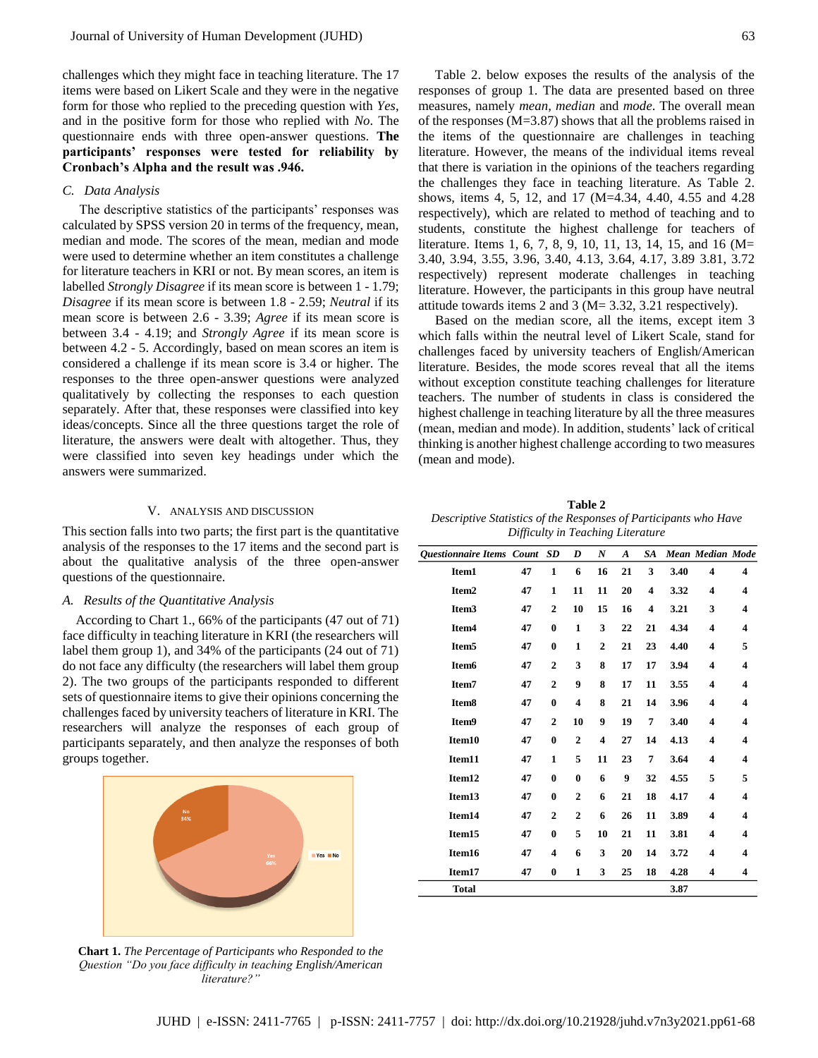challenges which they might face in teaching literature. The 17 items were based on Likert Scale and they were in the negative form for those who replied to the preceding question with *Yes*, and in the positive form for those who replied with *No*. The questionnaire ends with three open-answer questions. **The participants' responses were tested for reliability by Cronbach's Alpha and the result was .946.**

### *C. Data Analysis*

The descriptive statistics of the participants' responses was calculated by SPSS version 20 in terms of the frequency, mean, median and mode. The scores of the mean, median and mode were used to determine whether an item constitutes a challenge for literature teachers in KRI or not. By mean scores, an item is labelled *Strongly Disagree* if its mean score is between 1 - 1.79; *Disagree* if its mean score is between 1.8 - 2.59; *Neutral* if its mean score is between 2.6 - 3.39; *Agree* if its mean score is between 3.4 - 4.19; and *Strongly Agree* if its mean score is between 4.2 - 5. Accordingly, based on mean scores an item is considered a challenge if its mean score is 3.4 or higher. The responses to the three open-answer questions were analyzed qualitatively by collecting the responses to each question separately. After that, these responses were classified into key ideas/concepts. Since all the three questions target the role of literature, the answers were dealt with altogether. Thus, they were classified into seven key headings under which the answers were summarized.

## V. Analysis and Discussion

This section falls into two parts; the first part is the quantitative analysis of the responses to the 17 items and the second part is about the qualitative analysis of the three open-answer questions of the questionnaire.

### *A. Results of the Quantitative Analysis*

According to Chart 1., 66% of the participants (47 out of 71) face difficulty in teaching literature in KRI (the researchers will label them group 1), and 34% of the participants (24 out of 71) do not face any difficulty (the researchers will label them group 2). The two groups of the participants responded to different sets of questionnaire items to give their opinions concerning the challenges faced by university teachers of literature in KRI. The researchers will analyze the responses of each group of participants separately, and then analyze the responses of both groups together.

**Chart 1.** *The Percentage of Participants who Responded to the Question "Do you face difficulty in teaching English/American literature?"*

Table 2. below exposes the results of the analysis of the responses of group 1. The data are presented based on three measures, namely *mean*, *median* and *mode*. The overall mean of the responses (M=3.87) shows that all the problems raised in the items of the questionnaire are challenges in teaching literature. However, the means of the individual items reveal that there is variation in the opinions of the teachers regarding the challenges they face in teaching literature. As Table 2. shows, items 4, 5, 12, and 17 (M=4.34, 4.40, 4.55 and 4.28 respectively), which are related to method of teaching and to students, constitute the highest challenge for teachers of literature. Items 1, 6, 7, 8, 9, 10, 11, 13, 14, 15, and 16 (M= 3.40, 3.94, 3.55, 3.96, 3.40, 4.13, 3.64, 4.17, 3.89 3.81, 3.72 respectively) represent moderate challenges in teaching literature. However, the participants in this group have neutral attitude towards items 2 and 3 (M= 3.32, 3.21 respectively).

Based on the median score, all the items, except item 3 which falls within the neutral level of Likert Scale, stand for challenges faced by university teachers of English/American literature. Besides, the mode scores reveal that all the items without exception constitute teaching challenges for literature teachers. The number of students in class is considered the highest challenge in teaching literature by all the three measures (mean, median and mode). In addition, students' lack of critical thinking is another highest challenge according to two measures (mean and mode).

**Table 2**
*Descriptive Statistics of the Responses of Participants who Have Difficulty in Teaching Literature*

| *Questionnaire Items* | *Count* | *SD* | *D* | *N* | *A* | *SA* | *Mean* | *Median* | *Mode* |
|---|---|---|---|---|---|---|---|---|---|
| **Item1** | 47 | 1 | 6 | 16 | 21 | 3 | 3.40 | 4 | 4 |
| **Item2** | 47 | 1 | 11 | 11 | 20 | 4 | 3.32 | 4 | 4 |
| **Item3** | 47 | 2 | 10 | 15 | 16 | 4 | 3.21 | 3 | 4 |
| **Item4** | 47 | 0 | 1 | 3 | 22 | 21 | 4.34 | 4 | 4 |
| **Item5** | 47 | 0 | 1 | 2 | 21 | 23 | 4.40 | 4 | 5 |
| **Item6** | 47 | 2 | 3 | 8 | 17 | 17 | 3.94 | 4 | 4 |
| **Item7** | 47 | 2 | 9 | 8 | 17 | 11 | 3.55 | 4 | 4 |
| **Item8** | 47 | 0 | 4 | 8 | 21 | 14 | 3.96 | 4 | 4 |
| **Item9** | 47 | 2 | 10 | 9 | 19 | 7 | 3.40 | 4 | 4 |
| **Item10** | 47 | 0 | 2 | 4 | 27 | 14 | 4.13 | 4 | 4 |
| **Item11** | 47 | 1 | 5 | 11 | 23 | 7 | 3.64 | 4 | 4 |
| **Item12** | 47 | 0 | 0 | 6 | 9 | 32 | 4.55 | 5 | 5 |
| **Item13** | 47 | 0 | 2 | 6 | 21 | 18 | 4.17 | 4 | 4 |
| **Item14** | 47 | 2 | 2 | 6 | 26 | 11 | 3.89 | 4 | 4 |
| **Item15** | 47 | 0 | 5 | 10 | 21 | 11 | 3.81 | 4 | 4 |
| **Item16** | 47 | 4 | 6 | 3 | 20 | 14 | 3.72 | 4 | 4 |
| **Item17** | 47 | 0 | 1 | 3 | 25 | 18 | 4.28 | 4 | 4 |
| **Total** | | | | | | | 3.87 | | |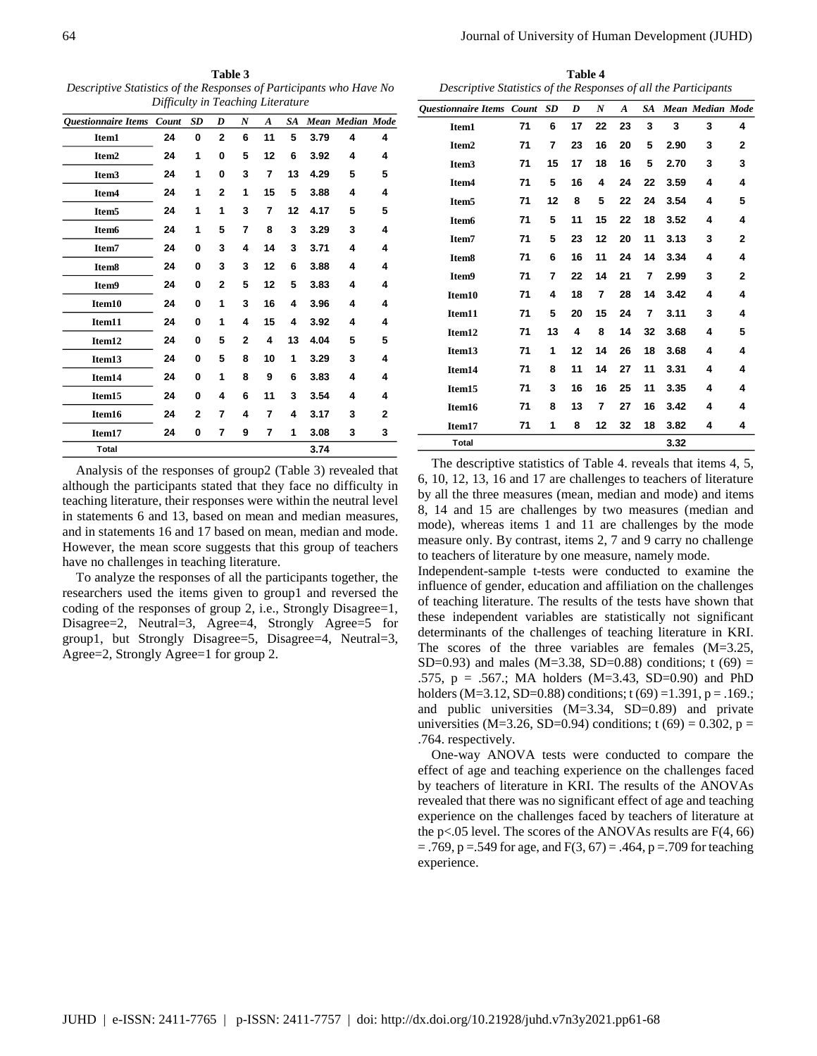**Table 3**

*Descriptive Statistics of the Responses of Participants who Have No Difficulty in Teaching Literature*

| *Questionnaire Items* | *Count* | *SD* | *D* | *N* | *A* | *SA* | *Mean* | *Median* | *Mode* |
|---|---|---|---|---|---|---|---|---|---|
| Item1 | 24 | 0 | 2 | 6 | 11 | 5 | 3.79 | 4 | 4 |
| Item2 | 24 | 1 | 0 | 5 | 12 | 6 | 3.92 | 4 | 4 |
| Item3 | 24 | 1 | 0 | 3 | 7 | 13 | 4.29 | 5 | 5 |
| Item4 | 24 | 1 | 2 | 1 | 15 | 5 | 3.88 | 4 | 4 |
| Item5 | 24 | 1 | 1 | 3 | 7 | 12 | 4.17 | 5 | 5 |
| Item6 | 24 | 1 | 5 | 7 | 8 | 3 | 3.29 | 3 | 4 |
| Item7 | 24 | 0 | 3 | 4 | 14 | 3 | 3.71 | 4 | 4 |
| Item8 | 24 | 0 | 3 | 3 | 12 | 6 | 3.88 | 4 | 4 |
| Item9 | 24 | 0 | 2 | 5 | 12 | 5 | 3.83 | 4 | 4 |
| Item10 | 24 | 0 | 1 | 3 | 16 | 4 | 3.96 | 4 | 4 |
| Item11 | 24 | 0 | 1 | 4 | 15 | 4 | 3.92 | 4 | 4 |
| Item12 | 24 | 0 | 5 | 2 | 4 | 13 | 4.04 | 5 | 5 |
| Item13 | 24 | 0 | 5 | 8 | 10 | 1 | 3.29 | 3 | 4 |
| Item14 | 24 | 0 | 1 | 8 | 9 | 6 | 3.83 | 4 | 4 |
| Item15 | 24 | 0 | 4 | 6 | 11 | 3 | 3.54 | 4 | 4 |
| Item16 | 24 | 2 | 7 | 4 | 7 | 4 | 3.17 | 3 | 2 |
| Item17 | 24 | 0 | 7 | 9 | 7 | 1 | 3.08 | 3 | 3 |
| Total | | | | | | | 3.74 | | |

Analysis of the responses of group2 (Table 3) revealed that although the participants stated that they face no difficulty in teaching literature, their responses were within the neutral level in statements 6 and 13, based on mean and median measures, and in statements 16 and 17 based on mean, median and mode. However, the mean score suggests that this group of teachers have no challenges in teaching literature.

To analyze the responses of all the participants together, the researchers used the items given to group1 and reversed the coding of the responses of group 2, i.e., Strongly Disagree=1, Disagree=2, Neutral=3, Agree=4, Strongly Agree=5 for group1, but Strongly Disagree=5, Disagree=4, Neutral=3, Agree=2, Strongly Agree=1 for group 2.

**Table 4**

*Descriptive Statistics of the Responses of all the Participants*

| *Questionnaire Items* | *Count* | *SD* | *D* | *N* | *A* | *SA* | *Mean* | *Median* | *Mode* |
|---|---|---|---|---|---|---|---|---|---|
| Item1 | 71 | 6 | 17 | 22 | 23 | 3 | 3 | 3 | 4 |
| Item2 | 71 | 7 | 23 | 16 | 20 | 5 | 2.90 | 3 | 2 |
| Item3 | 71 | 15 | 17 | 18 | 16 | 5 | 2.70 | 3 | 3 |
| Item4 | 71 | 5 | 16 | 4 | 24 | 22 | 3.59 | 4 | 4 |
| Item5 | 71 | 12 | 8 | 5 | 22 | 24 | 3.54 | 4 | 5 |
| Item6 | 71 | 5 | 11 | 15 | 22 | 18 | 3.52 | 4 | 4 |
| Item7 | 71 | 5 | 23 | 12 | 20 | 11 | 3.13 | 3 | 2 |
| Item8 | 71 | 6 | 16 | 11 | 24 | 14 | 3.34 | 4 | 4 |
| Item9 | 71 | 7 | 22 | 14 | 21 | 7 | 2.99 | 3 | 2 |
| Item10 | 71 | 4 | 18 | 7 | 28 | 14 | 3.42 | 4 | 4 |
| Item11 | 71 | 5 | 20 | 15 | 24 | 7 | 3.11 | 3 | 4 |
| Item12 | 71 | 13 | 4 | 8 | 14 | 32 | 3.68 | 4 | 5 |
| Item13 | 71 | 1 | 12 | 14 | 26 | 18 | 3.68 | 4 | 4 |
| Item14 | 71 | 8 | 11 | 14 | 27 | 11 | 3.31 | 4 | 4 |
| Item15 | 71 | 3 | 16 | 16 | 25 | 11 | 3.35 | 4 | 4 |
| Item16 | 71 | 8 | 13 | 7 | 27 | 16 | 3.42 | 4 | 4 |
| Item17 | 71 | 1 | 8 | 12 | 32 | 18 | 3.82 | 4 | 4 |
| Total | | | | | | | 3.32 | | |

The descriptive statistics of Table 4. reveals that items 4, 5, 6, 10, 12, 13, 16 and 17 are challenges to teachers of literature by all the three measures (mean, median and mode) and items 8, 14 and 15 are challenges by two measures (median and mode), whereas items 1 and 11 are challenges by the mode measure only. By contrast, items 2, 7 and 9 carry no challenge to teachers of literature by one measure, namely mode.

Independent-sample t-tests were conducted to examine the influence of gender, education and affiliation on the challenges of teaching literature. The results of the tests have shown that these independent variables are statistically not significant determinants of the challenges of teaching literature in KRI. The scores of the three variables are females (M=3.25, SD=0.93) and males (M=3.38, SD=0.88) conditions; $t(69) = .575$, $p = .567$.; MA holders (M=3.43, SD=0.90) and PhD holders (M=3.12, SD=0.88) conditions; $t(69) = 1.391$, $p = .169$.; and public universities (M=3.34, SD=0.89) and private universities (M=3.26, SD=0.94) conditions; $t(69) = 0.302$, $p = .764$. respectively.

One-way ANOVA tests were conducted to compare the effect of age and teaching experience on the challenges faced by teachers of literature in KRI. The results of the ANOVAs revealed that there was no significant effect of age and teaching experience on the challenges faced by teachers of literature at the $p<.05$ level. The scores of the ANOVAs results are $F(4, 66) = .769$, $p = .549$ for age, and $F(3, 67) = .464$, $p = .709$ for teaching experience.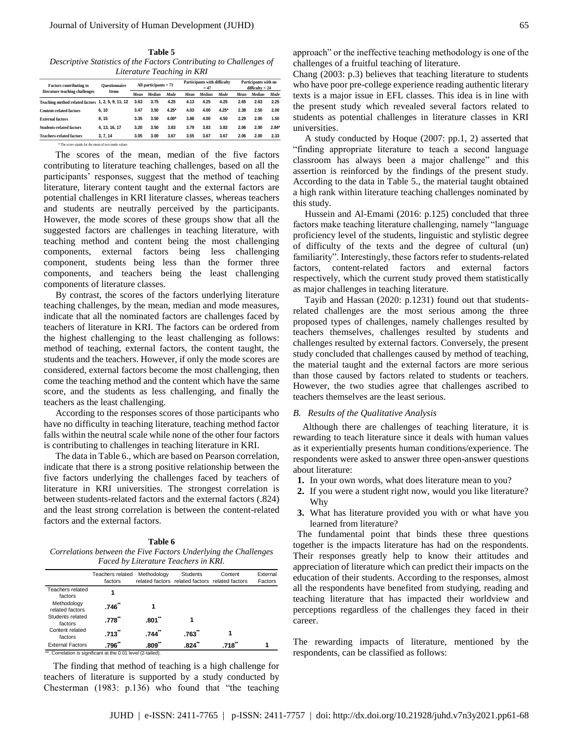**Table 5**

*Descriptive Statistics of the Factors Contributing to Challenges of Literature Teaching in KRI*

| Factors contributing to literature teaching challenges | Questionnaire Items | All participants = 71 | | | Participants with difficulty = 47 | | | Participants with no difficulty = 24 | | |
|---|---|---|---|---|---|---|---|---|---|---|
| | | Mean | Median | Mode | Mean | Median | Mode | Mean | Median | Mode |
| Teaching method related factors | 1, 2, 5, 9, 11, 12 | 3.63 | 3.75 | 4.25 | 4.13 | 4.25 | 4.25 | 2.65 | 2.63 | 2.25 |
| Content-related factors | 6, 10 | 3.47 | 3.50 | 4.25* | 4.03 | 4.00 | 4.25* | 2.38 | 2.50 | 2.00 |
| External factors | 8, 15 | 3.35 | 3.50 | 4.00* | 3.88 | 4.00 | 4.50 | 2.29 | 2.00 | 1.50 |
| Students-related factors | 4, 13, 16, 17 | 3.20 | 3.50 | 3.83 | 3.79 | 3.83 | 3.83 | 2.06 | 2.00 | 2.84* |
| Teachers-related factors | 3, 7, 14 | 3.05 | 3.00 | 3.67 | 3.55 | 3.67 | 3.67 | 2.06 | 2.00 | 2.33 |

\* The score stands for the mean of two mode values

The scores of the mean, median of the five factors contributing to literature teaching challenges, based on all the participants' responses, suggest that the method of teaching literature, literary content taught and the external factors are potential challenges in KRI literature classes, whereas teachers and students are neutrally perceived by the participants. However, the mode scores of these groups show that all the suggested factors are challenges in teaching literature, with teaching method and content being the most challenging components, external factors being less challenging component, students being less than the former three components, and teachers being the least challenging components of literature classes.

By contrast, the scores of the factors underlying literature teaching challenges, by the mean, median and mode measures, indicate that all the nominated factors are challenges faced by teachers of literature in KRI. The factors can be ordered from the highest challenging to the least challenging as follows: method of teaching, external factors, the content taught, the students and the teachers. However, if only the mode scores are considered, external factors become the most challenging, then come the teaching method and the content which have the same score, and the students as less challenging, and finally the teachers as the least challenging.

According to the responses scores of those participants who have no difficulty in teaching literature, teaching method factor falls within the neutral scale while none of the other four factors is contributing to challenges in teaching literature in KRI.

The data in Table 6., which are based on Pearson correlation, indicate that there is a strong positive relationship between the five factors underlying the challenges faced by teachers of literature in KRI universities. The strongest correlation is between students-related factors and the external factors (.824) and the least strong correlation is between the content-related factors and the external factors.

**Table 6**

*Correlations between the Five Factors Underlying the Challenges Faced by Literature Teachers in KRI.*

| | Teachers related factors | Methodology related factors | Students related factors | Content related factors | External Factors |
|---|---|---|---|---|---|
| Teachers related factors | 1 | | | | |
| Methodology related factors | .746** | 1 | | | |
| Students related factors | .778** | .801** | 1 | | |
| Content related factors | .713** | .744** | .763** | 1 | |
| External Factors | .796** | .809** | .824** | .718** | 1 |

**. Correlation is significant at the 0.01 level (2-tailed).

The finding that method of teaching is a high challenge for teachers of literature is supported by a study conducted by Chesterman (1983: p.136) who found that "the teaching approach" or the ineffective teaching methodology is one of the challenges of a fruitful teaching of literature.

Chang (2003: p.3) believes that teaching literature to students who have poor pre-college experience reading authentic literary texts is a major issue in EFL classes. This idea is in line with the present study which revealed several factors related to students as potential challenges in literature classes in KRI universities.

A study conducted by Hoque (2007: pp.1, 2) asserted that "finding appropriate literature to teach a second language classroom has always been a major challenge" and this assertion is reinforced by the findings of the present study. According to the data in Table 5., the material taught obtained a high rank within literature teaching challenges nominated by this study.

Hussein and Al-Emami (2016: p.125) concluded that three factors make teaching literature challenging, namely "language proficiency level of the students, linguistic and stylistic degree of difficulty of the texts and the degree of cultural (un) familiarity". Interestingly, these factors refer to students-related factors, content-related factors and external factors respectively, which the current study proved them statistically as major challenges in teaching literature.

Tayib and Hassan (2020: p.1231) found out that students-related challenges are the most serious among the three proposed types of challenges, namely challenges resulted by teachers themselves, challenges resulted by students and challenges resulted by external factors. Conversely, the present study concluded that challenges caused by method of teaching, the material taught and the external factors are more serious than those caused by factors related to students or teachers. However, the two studies agree that challenges ascribed to teachers themselves are the least serious.

### *B. Results of the Qualitative Analysis*

Although there are challenges of teaching literature, it is rewarding to teach literature since it deals with human values as it experientially presents human conditions/experience. The respondents were asked to answer three open-answer questions about literature:

1. In your own words, what does literature mean to you?
2. If you were a student right now, would you like literature? Why
3. What has literature provided you with or what have you learned from literature?

The fundamental point that binds these three questions together is the impacts literature has had on the respondents. Their responses greatly help to know their attitudes and appreciation of literature which can predict their impacts on the education of their students. According to the responses, almost all the respondents have benefited from studying, reading and teaching literature that has impacted their worldview and perceptions regardless of the challenges they faced in their career.

The rewarding impacts of literature, mentioned by the respondents, can be classified as follows: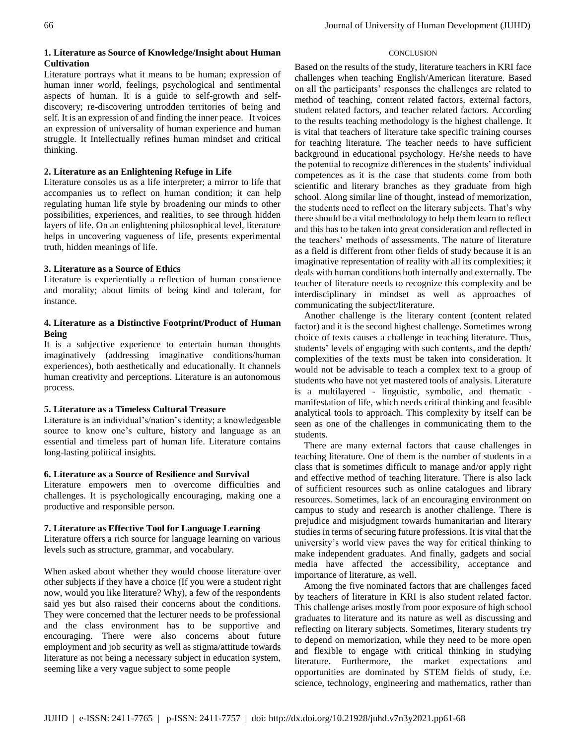**1. Literature as Source of Knowledge/Insight about Human Cultivation**

Literature portrays what it means to be human; expression of human inner world, feelings, psychological and sentimental aspects of human. It is a guide to self-growth and self-discovery; re-discovering untrodden territories of being and self. It is an expression of and finding the inner peace. It voices an expression of universality of human experience and human struggle. It Intellectually refines human mindset and critical thinking.

**2. Literature as an Enlightening Refuge in Life**

Literature consoles us as a life interpreter; a mirror to life that accompanies us to reflect on human condition; it can help regulating human life style by broadening our minds to other possibilities, experiences, and realities, to see through hidden layers of life. On an enlightening philosophical level, literature helps in uncovering vagueness of life, presents experimental truth, hidden meanings of life.

**3. Literature as a Source of Ethics**

Literature is experientially a reflection of human conscience and morality; about limits of being kind and tolerant, for instance.

**4. Literature as a Distinctive Footprint/Product of Human Being**

It is a subjective experience to entertain human thoughts imaginatively (addressing imaginative conditions/human experiences), both aesthetically and educationally. It channels human creativity and perceptions. Literature is an autonomous process.

**5. Literature as a Timeless Cultural Treasure**

Literature is an individual's/nation's identity; a knowledgeable source to know one's culture, history and language as an essential and timeless part of human life. Literature contains long-lasting political insights.

**6. Literature as a Source of Resilience and Survival**

Literature empowers men to overcome difficulties and challenges. It is psychologically encouraging, making one a productive and responsible person.

**7. Literature as Effective Tool for Language Learning**

Literature offers a rich source for language learning on various levels such as structure, grammar, and vocabulary.

When asked about whether they would choose literature over other subjects if they have a choice (If you were a student right now, would you like literature? Why), a few of the respondents said yes but also raised their concerns about the conditions. They were concerned that the lecturer needs to be professional and the class environment has to be supportive and encouraging. There were also concerns about future employment and job security as well as stigma/attitude towards literature as not being a necessary subject in education system, seeming like a very vague subject to some people

## CONCLUSION

Based on the results of the study, literature teachers in KRI face challenges when teaching English/American literature. Based on all the participants' responses the challenges are related to method of teaching, content related factors, external factors, student related factors, and teacher related factors. According to the results teaching methodology is the highest challenge. It is vital that teachers of literature take specific training courses for teaching literature. The teacher needs to have sufficient background in educational psychology. He/she needs to have the potential to recognize differences in the students' individual competences as it is the case that students come from both scientific and literary branches as they graduate from high school. Along similar line of thought, instead of memorization, the students need to reflect on the literary subjects. That's why there should be a vital methodology to help them learn to reflect and this has to be taken into great consideration and reflected in the teachers' methods of assessments. The nature of literature as a field is different from other fields of study because it is an imaginative representation of reality with all its complexities; it deals with human conditions both internally and externally. The teacher of literature needs to recognize this complexity and be interdisciplinary in mindset as well as approaches of communicating the subject/literature.

Another challenge is the literary content (content related factor) and it is the second highest challenge. Sometimes wrong choice of texts causes a challenge in teaching literature. Thus, students' levels of engaging with such contents, and the depth/ complexities of the texts must be taken into consideration. It would not be advisable to teach a complex text to a group of students who have not yet mastered tools of analysis. Literature is a multilayered - linguistic, symbolic, and thematic - manifestation of life, which needs critical thinking and feasible analytical tools to approach. This complexity by itself can be seen as one of the challenges in communicating them to the students.

There are many external factors that cause challenges in teaching literature. One of them is the number of students in a class that is sometimes difficult to manage and/or apply right and effective method of teaching literature. There is also lack of sufficient resources such as online catalogues and library resources. Sometimes, lack of an encouraging environment on campus to study and research is another challenge. There is prejudice and misjudgment towards humanitarian and literary studies in terms of securing future professions. It is vital that the university's world view paves the way for critical thinking to make independent graduates. And finally, gadgets and social media have affected the accessibility, acceptance and importance of literature, as well.

Among the five nominated factors that are challenges faced by teachers of literature in KRI is also student related factor. This challenge arises mostly from poor exposure of high school graduates to literature and its nature as well as discussing and reflecting on literary subjects. Sometimes, literary students try to depend on memorization, while they need to be more open and flexible to engage with critical thinking in studying literature. Furthermore, the market expectations and opportunities are dominated by STEM fields of study, i.e. science, technology, engineering and mathematics, rather than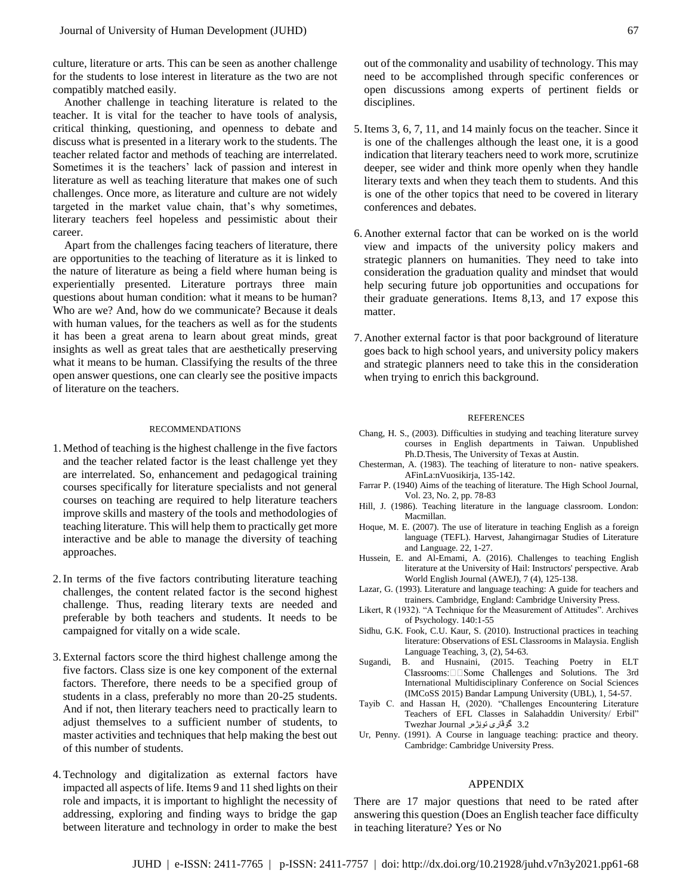culture, literature or arts. This can be seen as another challenge for the students to lose interest in literature as the two are not compatibly matched easily.

Another challenge in teaching literature is related to the teacher. It is vital for the teacher to have tools of analysis, critical thinking, questioning, and openness to debate and discuss what is presented in a literary work to the students. The teacher related factor and methods of teaching are interrelated. Sometimes it is the teachers' lack of passion and interest in literature as well as teaching literature that makes one of such challenges. Once more, as literature and culture are not widely targeted in the market value chain, that's why sometimes, literary teachers feel hopeless and pessimistic about their career.

Apart from the challenges facing teachers of literature, there are opportunities to the teaching of literature as it is linked to the nature of literature as being a field where human being is experientially presented. Literature portrays three main questions about human condition: what it means to be human? Who are we? And, how do we communicate? Because it deals with human values, for the teachers as well as for the students it has been a great arena to learn about great minds, great insights as well as great tales that are aesthetically preserving what it means to be human. Classifying the results of the three open answer questions, one can clearly see the positive impacts of literature on the teachers.

## RECOMMENDATIONS

1. Method of teaching is the highest challenge in the five factors and the teacher related factor is the least challenge yet they are interrelated. So, enhancement and pedagogical training courses specifically for literature specialists and not general courses on teaching are required to help literature teachers improve skills and mastery of the tools and methodologies of teaching literature. This will help them to practically get more interactive and be able to manage the diversity of teaching approaches.

2. In terms of the five factors contributing literature teaching challenges, the content related factor is the second highest challenge. Thus, reading literary texts are needed and preferable by both teachers and students. It needs to be campaigned for vitally on a wide scale.

3. External factors score the third highest challenge among the five factors. Class size is one key component of the external factors. Therefore, there needs to be a specified group of students in a class, preferably no more than 20-25 students. And if not, then literary teachers need to practically learn to adjust themselves to a sufficient number of students, to master activities and techniques that help making the best out of this number of students.

4. Technology and digitalization as external factors have impacted all aspects of life. Items 9 and 11 shed lights on their role and impacts, it is important to highlight the necessity of addressing, exploring and finding ways to bridge the gap between literature and technology in order to make the best out of the commonality and usability of technology. This may need to be accomplished through specific conferences or open discussions among experts of pertinent fields or disciplines.

5. Items 3, 6, 7, 11, and 14 mainly focus on the teacher. Since it is one of the challenges although the least one, it is a good indication that literary teachers need to work more, scrutinize deeper, see wider and think more openly when they handle literary texts and when they teach them to students. And this is one of the other topics that need to be covered in literary conferences and debates.

6. Another external factor that can be worked on is the world view and impacts of the university policy makers and strategic planners on humanities. They need to take into consideration the graduation quality and mindset that would help securing future job opportunities and occupations for their graduate generations. Items 8,13, and 17 expose this matter.

7. Another external factor is that poor background of literature goes back to high school years, and university policy makers and strategic planners need to take this in the consideration when trying to enrich this background.

## REFERENCES

Chang, H. S., (2003). Difficulties in studying and teaching literature survey courses in English departments in Taiwan. Unpublished Ph.D.Thesis, The University of Texas at Austin.

Chesterman, A. (1983). The teaching of literature to non- native speakers. AFinLa:nVuosikirja, 135-142.

Farrar P. (1940) Aims of the teaching of literature. The High School Journal, Vol. 23, No. 2, pp. 78-83

Hill, J. (1986). Teaching literature in the language classroom. London: Macmillan.

Hoque, M. E. (2007). The use of literature in teaching English as a foreign language (TEFL). Harvest, Jahangirnagar Studies of Literature and Language. 22, 1-27.

Hussein, E. and Al-Emami, A. (2016). Challenges to teaching English literature at the University of Hail: Instructors' perspective. Arab World English Journal (AWEJ), 7 (4), 125-138.

Lazar, G. (1993). Literature and language teaching: A guide for teachers and trainers. Cambridge, England: Cambridge University Press.

Likert, R (1932). "A Technique for the Measurement of Attitudes". Archives of Psychology. 140:1-55

Sidhu, G.K. Fook, C.U. Kaur, S. (2010). Instructional practices in teaching literature: Observations of ESL Classrooms in Malaysia. English Language Teaching, 3, (2), 54-63.

Sugandi, B. and Husnaini, (2015. Teaching Poetry in ELT Classrooms: Some Challenges and Solutions. The 3rd International Multidisciplinary Conference on Social Sciences (IMCoSS 2015) Bandar Lampung University (UBL), 1, 54-57.

Tayib C. and Hassan H, (2020). "Challenges Encountering Literature Teachers of EFL Classes in Salahaddin University/ Erbil" Twezhar Journal گۆڤاری توێژەر 3.2

Ur, Penny. (1991). A Course in language teaching: practice and theory. Cambridge: Cambridge University Press.

## APPENDIX

There are 17 major questions that need to be rated after answering this question (Does an English teacher face difficulty in teaching literature? Yes or No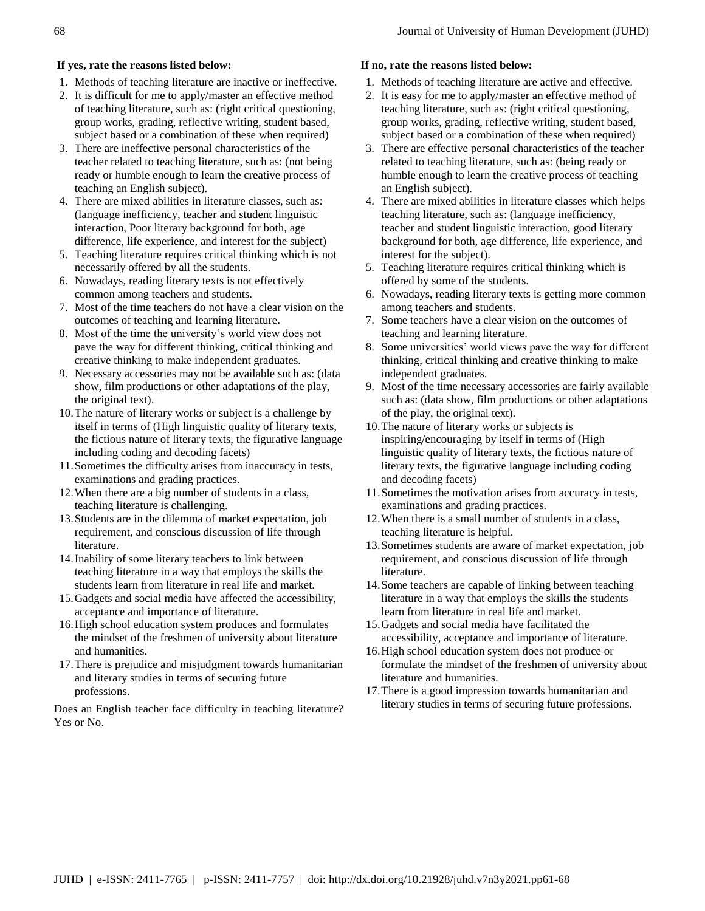**If yes, rate the reasons listed below:**

1. Methods of teaching literature are inactive or ineffective.
2. It is difficult for me to apply/master an effective method of teaching literature, such as: (right critical questioning, group works, grading, reflective writing, student based, subject based or a combination of these when required)
3. There are ineffective personal characteristics of the teacher related to teaching literature, such as: (not being ready or humble enough to learn the creative process of teaching an English subject).
4. There are mixed abilities in literature classes, such as: (language inefficiency, teacher and student linguistic interaction, Poor literary background for both, age difference, life experience, and interest for the subject)
5. Teaching literature requires critical thinking which is not necessarily offered by all the students.
6. Nowadays, reading literary texts is not effectively common among teachers and students.
7. Most of the time teachers do not have a clear vision on the outcomes of teaching and learning literature.
8. Most of the time the university's world view does not pave the way for different thinking, critical thinking and creative thinking to make independent graduates.
9. Necessary accessories may not be available such as: (data show, film productions or other adaptations of the play, the original text).
10. The nature of literary works or subject is a challenge by itself in terms of (High linguistic quality of literary texts, the fictious nature of literary texts, the figurative language including coding and decoding facets)
11. Sometimes the difficulty arises from inaccuracy in tests, examinations and grading practices.
12. When there are a big number of students in a class, teaching literature is challenging.
13. Students are in the dilemma of market expectation, job requirement, and conscious discussion of life through literature.
14. Inability of some literary teachers to link between teaching literature in a way that employs the skills the students learn from literature in real life and market.
15. Gadgets and social media have affected the accessibility, acceptance and importance of literature.
16. High school education system produces and formulates the mindset of the freshmen of university about literature and humanities.
17. There is prejudice and misjudgment towards humanitarian and literary studies in terms of securing future professions.

Does an English teacher face difficulty in teaching literature? Yes or No.

**If no, rate the reasons listed below:**

1. Methods of teaching literature are active and effective.
2. It is easy for me to apply/master an effective method of teaching literature, such as: (right critical questioning, group works, grading, reflective writing, student based, subject based or a combination of these when required)
3. There are effective personal characteristics of the teacher related to teaching literature, such as: (being ready or humble enough to learn the creative process of teaching an English subject).
4. There are mixed abilities in literature classes which helps teaching literature, such as: (language inefficiency, teacher and student linguistic interaction, good literary background for both, age difference, life experience, and interest for the subject).
5. Teaching literature requires critical thinking which is offered by some of the students.
6. Nowadays, reading literary texts is getting more common among teachers and students.
7. Some teachers have a clear vision on the outcomes of teaching and learning literature.
8. Some universities' world views pave the way for different thinking, critical thinking and creative thinking to make independent graduates.
9. Most of the time necessary accessories are fairly available such as: (data show, film productions or other adaptations of the play, the original text).
10. The nature of literary works or subjects is inspiring/encouraging by itself in terms of (High linguistic quality of literary texts, the fictious nature of literary texts, the figurative language including coding and decoding facets)
11. Sometimes the motivation arises from accuracy in tests, examinations and grading practices.
12. When there is a small number of students in a class, teaching literature is helpful.
13. Sometimes students are aware of market expectation, job requirement, and conscious discussion of life through literature.
14. Some teachers are capable of linking between teaching literature in a way that employs the skills the students learn from literature in real life and market.
15. Gadgets and social media have facilitated the accessibility, acceptance and importance of literature.
16. High school education system does not produce or formulate the mindset of the freshmen of university about literature and humanities.
17. There is a good impression towards humanitarian and literary studies in terms of securing future professions.